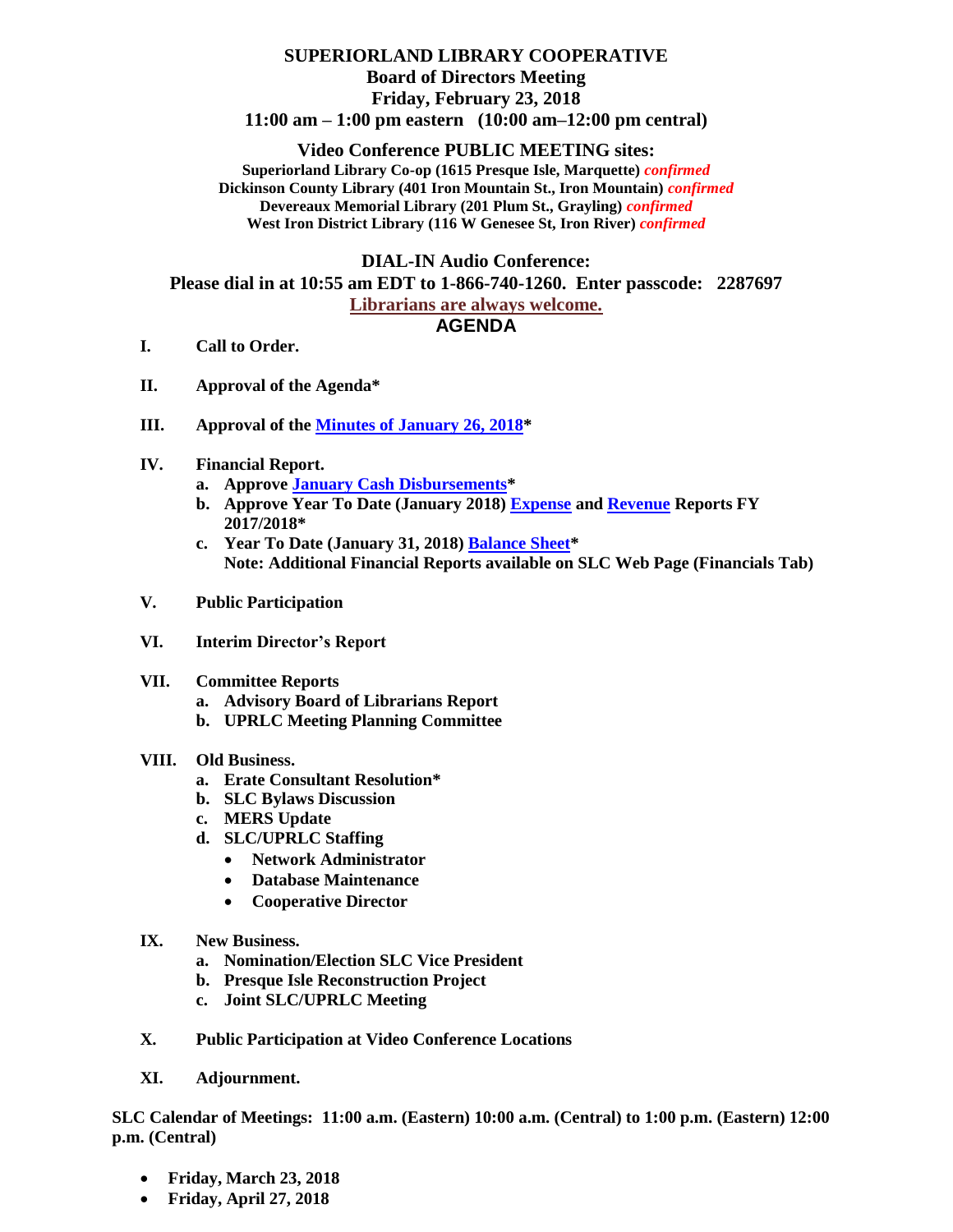# SUPERIORLAND LIBRARY COOPERATIVE

## Board of Directors Meeting

**Friday, February 23, 2018**

**11:00 am – 1:00 pm eastern (10:00 am–12:00 pm central)**

### Video Conference PUBLIC MEETING sites:

**Superiorland Library Co-op (1615 Presque Isle, Marquette)** *confirmed*
**Dickinson County Library (401 Iron Mountain St., Iron Mountain)** *confirmed*
**Devereaux Memorial Library (201 Plum St., Grayling)** *confirmed*
**West Iron District Library (116 W Genesee St, Iron River)** *confirmed*

### DIAL-IN Audio Conference:

**Please dial in at 10:55 am EDT to 1-866-740-1260. Enter passcode: 2287697**

**Librarians are always welcome.**

## AGENDA

**I. Call to Order.**

**II. Approval of the Agenda***

**III. Approval of the Minutes of January 26, 2018***

**IV. Financial Report.**
- **a. Approve January Cash Disbursements***
- **b. Approve Year To Date (January 2018) Expense and Revenue Reports FY 2017/2018***
- **c. Year To Date (January 31, 2018) Balance Sheet***
  **Note: Additional Financial Reports available on SLC Web Page (Financials Tab)**

**V. Public Participation**

**VI. Interim Director's Report**

**VII. Committee Reports**
- **a. Advisory Board of Librarians Report**
- **b. UPRLC Meeting Planning Committee**

**VIII. Old Business.**
- **a. Erate Consultant Resolution***
- **b. SLC Bylaws Discussion**
- **c. MERS Update**
- **d. SLC/UPRLC Staffing**
  - **Network Administrator**
  - **Database Maintenance**
  - **Cooperative Director**

**IX. New Business.**
- **a. Nomination/Election SLC Vice President**
- **b. Presque Isle Reconstruction Project**
- **c. Joint SLC/UPRLC Meeting**

**X. Public Participation at Video Conference Locations**

**XI. Adjournment.**

**SLC Calendar of Meetings: 11:00 a.m. (Eastern) 10:00 a.m. (Central) to 1:00 p.m. (Eastern) 12:00 p.m. (Central)**

- **Friday, March 23, 2018**
- **Friday, April 27, 2018**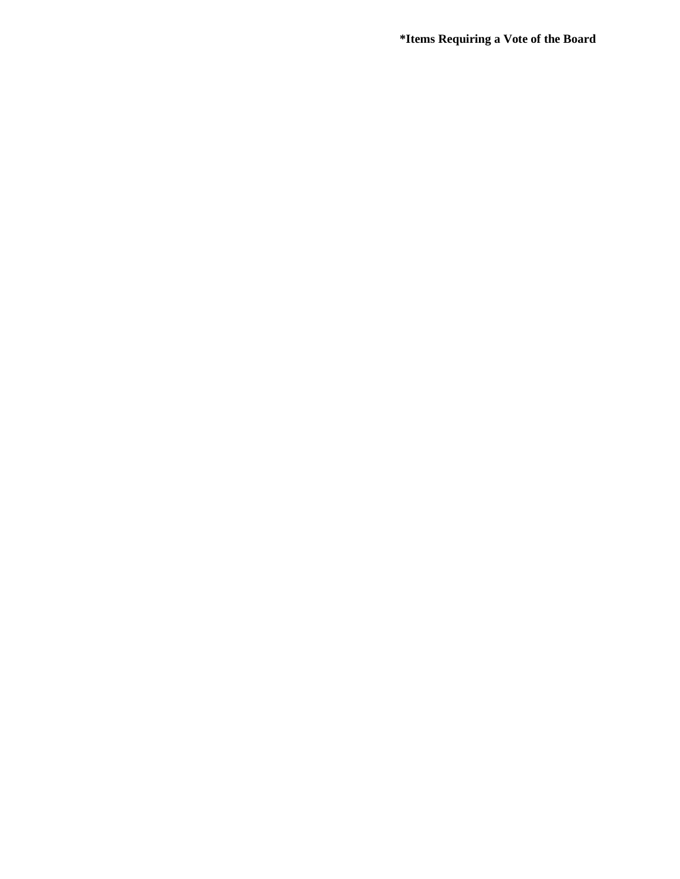**\*Items Requiring a Vote of the Board**